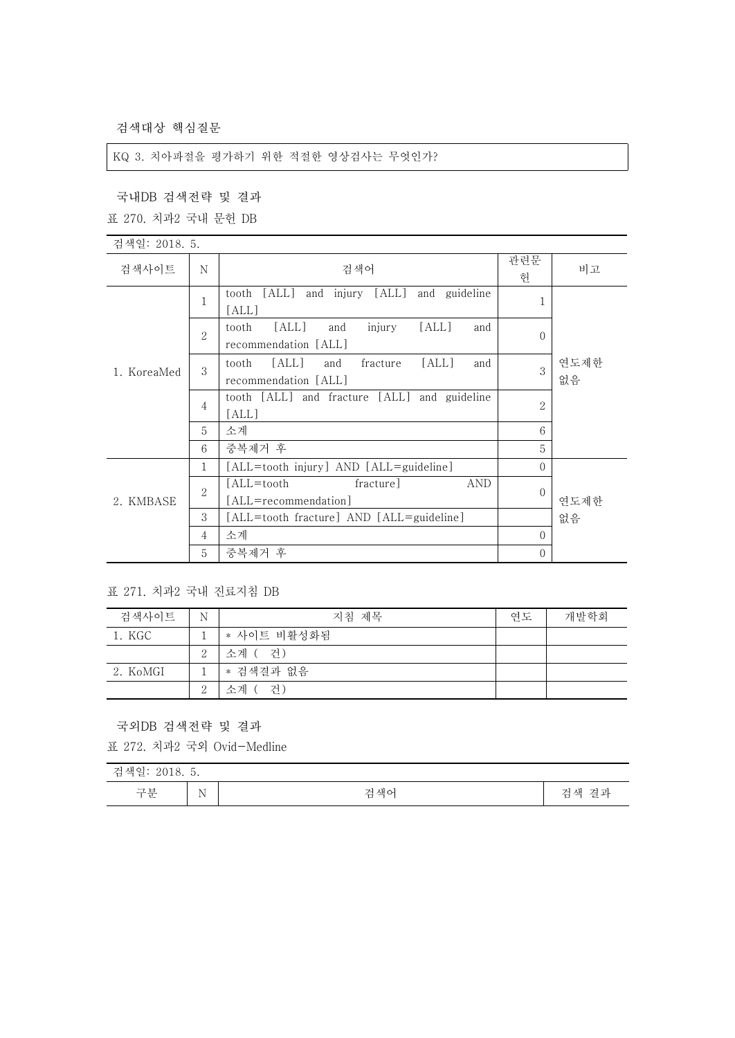검색대상 핵심질문

KQ 3. 치아파절을 평가하기 위한 적절한 영상검사는 무엇인가?

국내DB 검색전략 및 결과

표 270. 치과2 국내 문헌 DB

| 검색일: 2018. 5. | | | | |
|---|---|---|---|---|
| 검색사이트 | N | 검색어 | 관련문헌 | 비고 |
| 1. KoreaMed | 1 | tooth [ALL] and injury [ALL] and guideline [ALL] | 1 | 연도제한 없음 |
| | 2 | tooth [ALL] and injury [ALL] and recommendation [ALL] | 0 | |
| | 3 | tooth [ALL] and fracture [ALL] and recommendation [ALL] | 3 | |
| | 4 | tooth [ALL] and fracture [ALL] and guideline [ALL] | 2 | |
| | 5 | 소계 | 6 | |
| | 6 | 중복제거 후 | 5 | |
| 2. KMBASE | 1 | [ALL=tooth injury] AND [ALL=guideline] | 0 | 연도제한 없음 |
| | 2 | [ALL=tooth fracture] AND [ALL=recommendation] | 0 | |
| | 3 | [ALL=tooth fracture] AND [ALL=guideline] | | |
| | 4 | 소계 | 0 | |
| | 5 | 중복제거 후 | 0 | |

표 271. 치과2 국내 진료지침 DB

| 검색사이트 | N | 지침 제목 | 연도 | 개발학회 |
|---|---|---|---|---|
| 1. KGC | 1 | * 사이트 비활성화됨 | | |
| | 2 | 소계 ( 건) | | |
| 2. KoMGI | 1 | * 검색결과 없음 | | |
| | 2 | 소계 ( 건) | | |

국외DB 검색전략 및 결과

표 272. 치과2 국외 Ovid-Medline

| 검색일: 2018. 5. | | | |
|---|---|---|---|
| 구분 | N | 검색어 | 검색 결과 |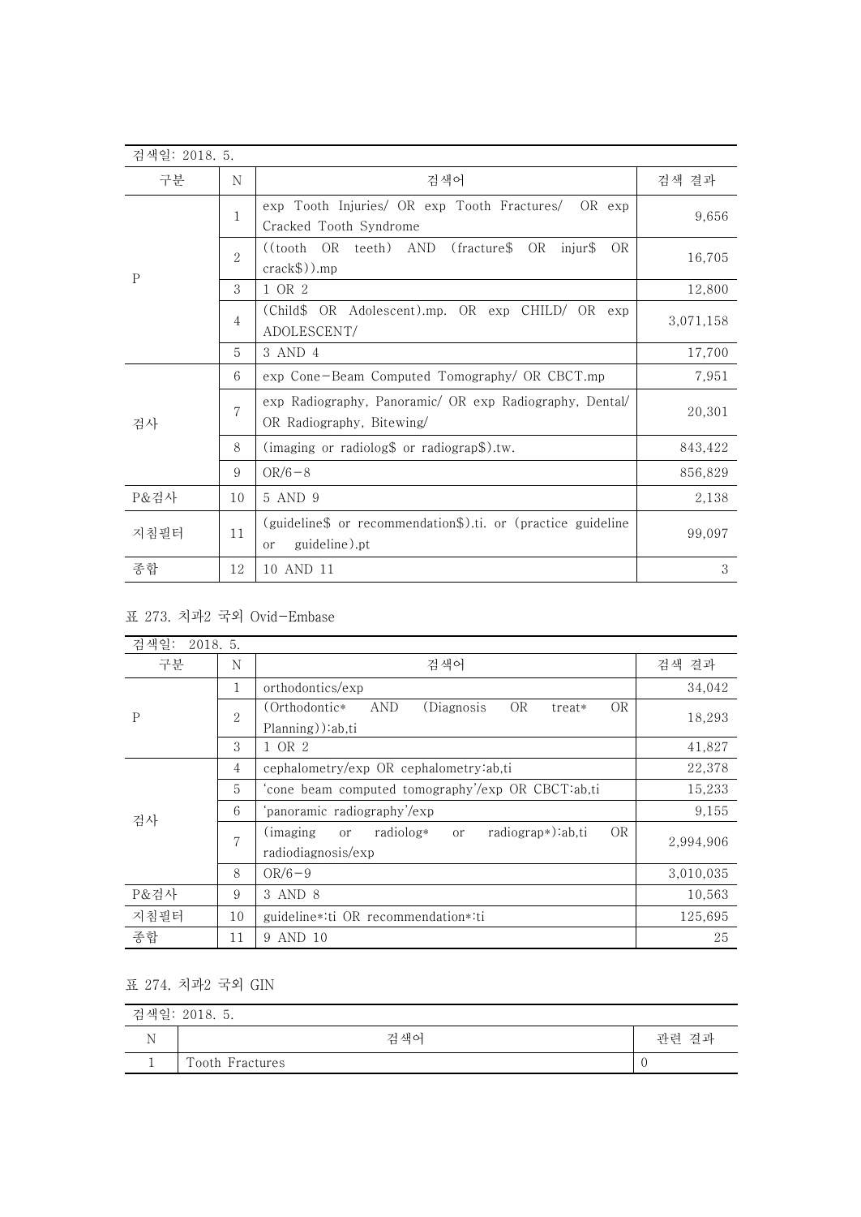| 검색일: 2018. 5. | | | |
|---|---|---|---|
| 구분 | N | 검색어 | 검색 결과 |
| P | 1 | exp Tooth Injuries/ OR exp Tooth Fractures/ OR exp Cracked Tooth Syndrome | 9,656 |
| | 2 | ((tooth OR teeth) AND (fracture$ OR injur$ OR crack$)).mp | 16,705 |
| | 3 | 1 OR 2 | 12,800 |
| | 4 | (Child$ OR Adolescent).mp. OR exp CHILD/ OR exp ADOLESCENT/ | 3,071,158 |
| | 5 | 3 AND 4 | 17,700 |
| 검사 | 6 | exp Cone-Beam Computed Tomography/ OR CBCT.mp | 7,951 |
| | 7 | exp Radiography, Panoramic/ OR exp Radiography, Dental/ OR Radiography, Bitewing/ | 20,301 |
| | 8 | (imaging or radiolog$ or radiograp$).tw. | 843,422 |
| | 9 | OR/6-8 | 856,829 |
| P&검사 | 10 | 5 AND 9 | 2,138 |
| 지침필터 | 11 | (guideline$ or recommendation$).ti. or (practice guideline or guideline).pt | 99,097 |
| 종합 | 12 | 10 AND 11 | 3 |

표 273. 치과2 국외 Ovid-Embase

| 검색일: 2018. 5. | | | |
|---|---|---|---|
| 구분 | N | 검색어 | 검색 결과 |
| P | 1 | orthodontics/exp | 34,042 |
| | 2 | (Orthodontic* AND (Diagnosis OR treat* OR Planning)):ab,ti | 18,293 |
| | 3 | 1 OR 2 | 41,827 |
| 검사 | 4 | cephalometry/exp OR cephalometry:ab,ti | 22,378 |
| | 5 | 'cone beam computed tomography'/exp OR CBCT:ab,ti | 15,233 |
| | 6 | 'panoramic radiography'/exp | 9,155 |
| | 7 | (imaging or radiolog* or radiograp*):ab,ti OR radiodiagnosis/exp | 2,994,906 |
| | 8 | OR/6-9 | 3,010,035 |
| P&검사 | 9 | 3 AND 8 | 10,563 |
| 지침필터 | 10 | guideline*:ti OR recommendation*:ti | 125,695 |
| 종합 | 11 | 9 AND 10 | 25 |

표 274. 치과2 국외 GIN

| 검색일: 2018. 5. | | |
|---|---|---|
| N | 검색어 | 관련 결과 |
| 1 | Tooth Fractures | 0 |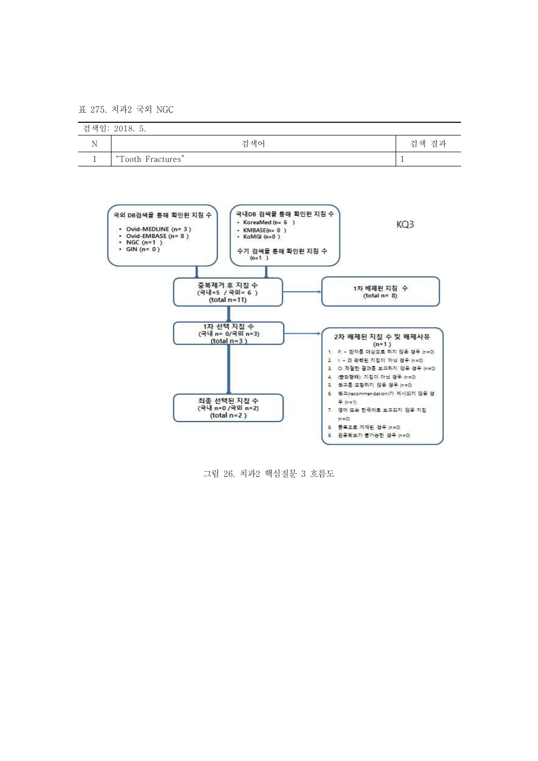표 275. 치과2 국외 NGC

| 검색일: 2018. 5. | | |
|---|---|---|
| N | 검색어 | 검색 결과 |
| 1 | "Tooth Fractures" | 1 |

국외 DB검색을 통해 확인된 지침 수
- Ovid-MEDLINE (n= 3 )
- Ovid-EMBASE (n= 8 )
- NGC (n=1 )
- GIN (n= 0 )

국내DB 검색을 통해 확인된 지침 수
- KoreaMed (n= 6 )
- KMBASE(n= 0 )
- KoMGI (n=0 )

수기 검색을 통해 확인된 지침 수
(n=1 )

KQ3

중복제거 후 지침 수
(국내=5 / 국외= 6 )
(total n=11)

1차 배제된 지침 수
(total n= 8)

1차 선택 지침 수
(국내 n= 0/국외 n=3)
(total n=3 )

2차 배제된 지침 수 및 배제사유
(n=1 )
1. P: - 환자를 대상으로 하지 않은 경우 (n=0)
2. I: - 과 관련된 지침이 아닌 경우 (n=0)
3. O: 적절한 결과를 보고하지 않은 경우 (n=0)
4. (출판형태): 지침이 아닌 경우 (n=0)
5. 권고를 포함하지 않은 경우 (n=0)
6. 권고(recommendation)가 제시되지 않은 경우 (n=1)
7. 영어 또는 한국어로 보고되지 않은 지침 (n=0)
8. 중복으로 게재된 경우 (n=0)
9. 원문확보가 불가능한 경우 (n=0)

최종 선택된 지침 수
(국내 n=0 /국외 n=2)
(total n=2 )

그림 26. 치과2 핵심질문 3 흐름도